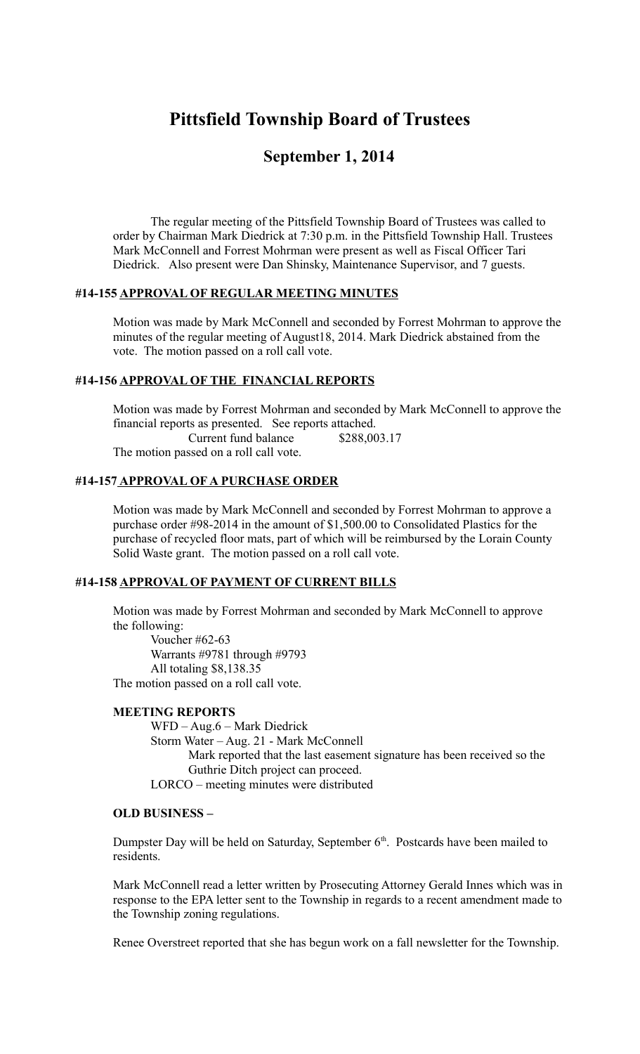# Pittsfield Township Board of Trustees

## September 1, 2014

The regular meeting of the Pittsfield Township Board of Trustees was called to order by Chairman Mark Diedrick at 7:30 p.m. in the Pittsfield Township Hall. Trustees Mark McConnell and Forrest Mohrman were present as well as Fiscal Officer Tari Diedrick. Also present were Dan Shinsky, Maintenance Supervisor, and 7 guests.

### #14-155 APPROVAL OF REGULAR MEETING MINUTES

Motion was made by Mark McConnell and seconded by Forrest Mohrman to approve the minutes of the regular meeting of August18, 2014. Mark Diedrick abstained from the vote. The motion passed on a roll call vote.

### #14-156 APPROVAL OF THE FINANCIAL REPORTS

Motion was made by Forrest Mohrman and seconded by Mark McConnell to approve the financial reports as presented. See reports attached.

Current fund balance $288,003.17

The motion passed on a roll call vote.

### #14-157 APPROVAL OF A PURCHASE ORDER

Motion was made by Mark McConnell and seconded by Forrest Mohrman to approve a purchase order #98-2014 in the amount of $1,500.00 to Consolidated Plastics for the purchase of recycled floor mats, part of which will be reimbursed by the Lorain County Solid Waste grant. The motion passed on a roll call vote.

### #14-158 APPROVAL OF PAYMENT OF CURRENT BILLS

Motion was made by Forrest Mohrman and seconded by Mark McConnell to approve the following:

Voucher #62-63
Warrants #9781 through #9793
All totaling $8,138.35

The motion passed on a roll call vote.

### MEETING REPORTS

WFD – Aug.6 – Mark Diedrick
Storm Water – Aug. 21 - Mark McConnell
Mark reported that the last easement signature has been received so the Guthrie Ditch project can proceed.
LORCO – meeting minutes were distributed

### OLD BUSINESS –

Dumpster Day will be held on Saturday, September 6th. Postcards have been mailed to residents.

Mark McConnell read a letter written by Prosecuting Attorney Gerald Innes which was in response to the EPA letter sent to the Township in regards to a recent amendment made to the Township zoning regulations.

Renee Overstreet reported that she has begun work on a fall newsletter for the Township.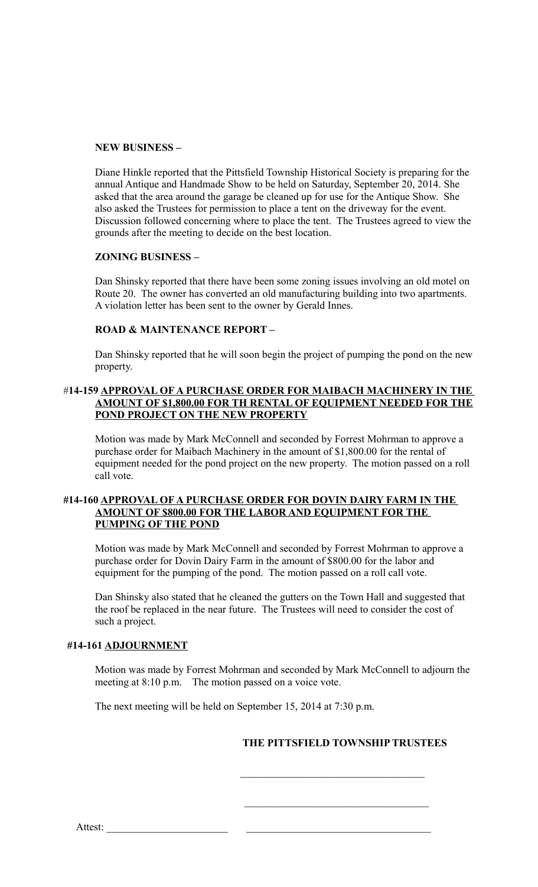**NEW BUSINESS –**

Diane Hinkle reported that the Pittsfield Township Historical Society is preparing for the annual Antique and Handmade Show to be held on Saturday, September 20, 2014. She asked that the area around the garage be cleaned up for use for the Antique Show. She also asked the Trustees for permission to place a tent on the driveway for the event. Discussion followed concerning where to place the tent. The Trustees agreed to view the grounds after the meeting to decide on the best location.

**ZONING BUSINESS –**

Dan Shinsky reported that there have been some zoning issues involving an old motel on Route 20. The owner has converted an old manufacturing building into two apartments. A violation letter has been sent to the owner by Gerald Innes.

**ROAD & MAINTENANCE REPORT –**

Dan Shinsky reported that he will soon begin the project of pumping the pond on the new property.

**#14-159 APPROVAL OF A PURCHASE ORDER FOR MAIBACH MACHINERY IN THE AMOUNT OF $1,800.00 FOR TH RENTAL OF EQUIPMENT NEEDED FOR THE POND PROJECT ON THE NEW PROPERTY**

Motion was made by Mark McConnell and seconded by Forrest Mohrman to approve a purchase order for Maibach Machinery in the amount of $1,800.00 for the rental of equipment needed for the pond project on the new property. The motion passed on a roll call vote.

**#14-160 APPROVAL OF A PURCHASE ORDER FOR DOVIN DAIRY FARM IN THE AMOUNT OF $800.00 FOR THE LABOR AND EQUIPMENT FOR THE PUMPING OF THE POND**

Motion was made by Mark McConnell and seconded by Forrest Mohrman to approve a purchase order for Dovin Dairy Farm in the amount of $800.00 for the labor and equipment for the pumping of the pond. The motion passed on a roll call vote.

Dan Shinsky also stated that he cleaned the gutters on the Town Hall and suggested that the roof be replaced in the near future. The Trustees will need to consider the cost of such a project.

**#14-161 ADJOURNMENT**

Motion was made by Forrest Mohrman and seconded by Mark McConnell to adjourn the meeting at 8:10 p.m. The motion passed on a voice vote.

The next meeting will be held on September 15, 2014 at 7:30 p.m.

**THE PITTSFIELD TOWNSHIP TRUSTEES**

\_\_\_\_\_\_\_\_\_\_\_\_\_\_\_\_\_\_\_\_\_\_\_\_\_\_\_\_\_\_\_\_\_\_\_

\_\_\_\_\_\_\_\_\_\_\_\_\_\_\_\_\_\_\_\_\_\_\_\_\_\_\_\_\_\_\_\_\_\_\_

Attest: \_\_\_\_\_\_\_\_\_\_\_\_\_\_\_\_\_\_\_\_\_\_\_ \_\_\_\_\_\_\_\_\_\_\_\_\_\_\_\_\_\_\_\_\_\_\_\_\_\_\_\_\_\_\_\_\_\_\_